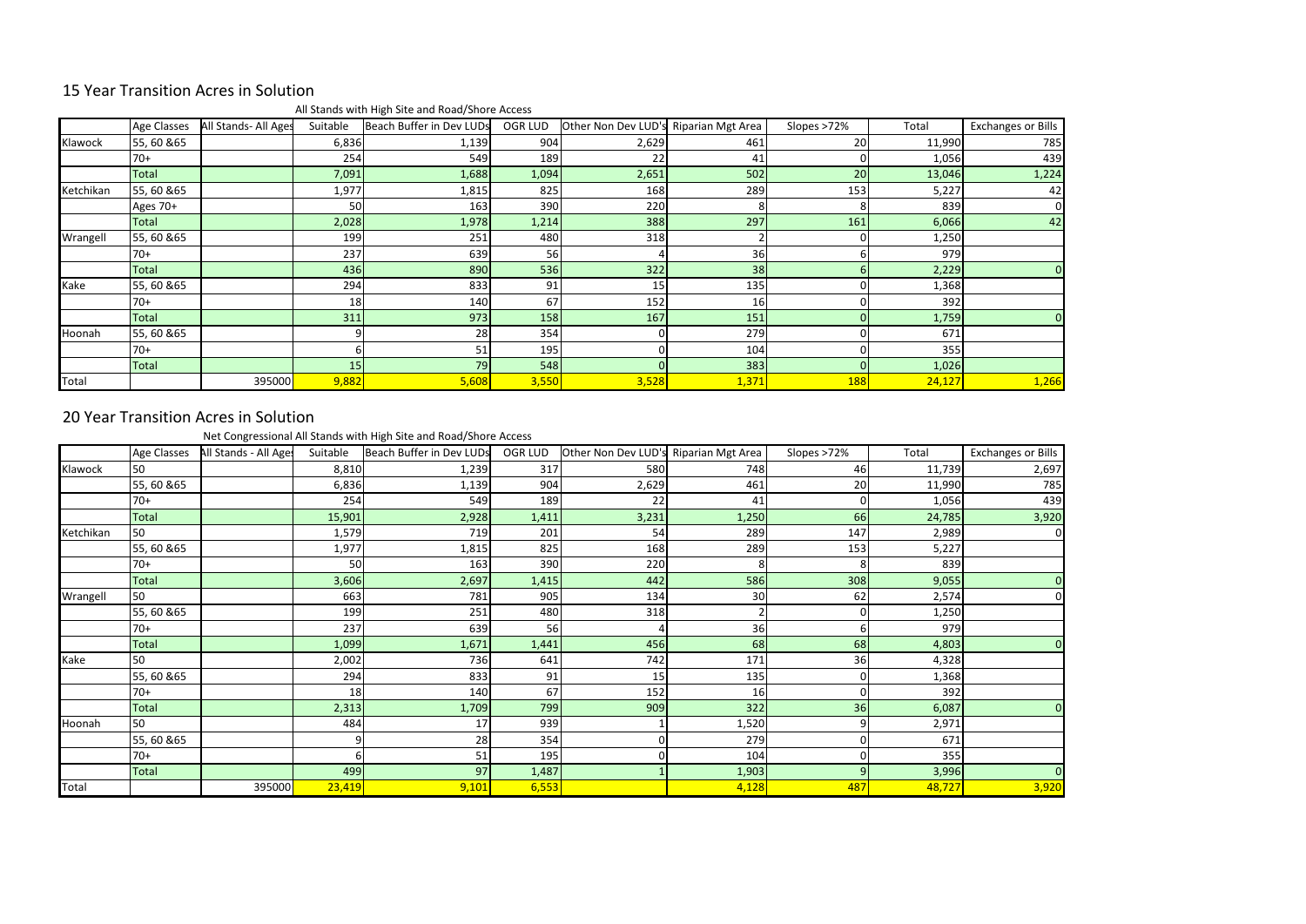## 15 Year Transition Acres in Solution

All Stands with High Site and Road/Shore Access

| | Age Classes | All Stands- All Ages | Suitable | Beach Buffer in Dev LUDs | OGR LUD | Other Non Dev LUD's | Riparian Mgt Area | Slopes >72% | Total | Exchanges or Bills |
|---|---|---|---|---|---|---|---|---|---|---|
| Klawock | 55, 60 &65 | | 6,836 | 1,139 | 904 | 2,629 | 461 | 20 | 11,990 | 785 |
| | 70+ | | 254 | 549 | 189 | 22 | 41 | 0 | 1,056 | 439 |
| | Total | | 7,091 | 1,688 | 1,094 | 2,651 | 502 | 20 | 13,046 | 1,224 |
| Ketchikan | 55, 60 &65 | | 1,977 | 1,815 | 825 | 168 | 289 | 153 | 5,227 | 42 |
| | Ages 70+ | | 50 | 163 | 390 | 220 | 8 | 8 | 839 | 0 |
| | Total | | 2,028 | 1,978 | 1,214 | 388 | 297 | 161 | 6,066 | 42 |
| Wrangell | 55, 60 &65 | | 199 | 251 | 480 | 318 | 2 | 0 | 1,250 | |
| | 70+ | | 237 | 639 | 56 | 4 | 36 | 6 | 979 | |
| | Total | | 436 | 890 | 536 | 322 | 38 | 6 | 2,229 | 0 |
| Kake | 55, 60 &65 | | 294 | 833 | 91 | 15 | 135 | 0 | 1,368 | |
| | 70+ | | 18 | 140 | 67 | 152 | 16 | 0 | 392 | |
| | Total | | 311 | 973 | 158 | 167 | 151 | 0 | 1,759 | 0 |
| Hoonah | 55, 60 &65 | | 9 | 28 | 354 | 0 | 279 | 0 | 671 | |
| | 70+ | | 6 | 51 | 195 | 0 | 104 | 0 | 355 | |
| | Total | | 15 | 79 | 548 | 0 | 383 | 0 | 1,026 | |
| Total | | 395000 | 9,882 | 5,608 | 3,550 | 3,528 | 1,371 | 188 | 24,127 | 1,266 |

## 20 Year Transition Acres in Solution

Net Congressional All Stands with High Site and Road/Shore Access

| | Age Classes | All Stands - All Ages | Suitable | Beach Buffer in Dev LUDs | OGR LUD | Other Non Dev LUD's | Riparian Mgt Area | Slopes >72% | Total | Exchanges or Bills |
|---|---|---|---|---|---|---|---|---|---|---|
| Klawock | 50 | | 8,810 | 1,239 | 317 | 580 | 748 | 46 | 11,739 | 2,697 |
| | 55, 60 &65 | | 6,836 | 1,139 | 904 | 2,629 | 461 | 20 | 11,990 | 785 |
| | 70+ | | 254 | 549 | 189 | 22 | 41 | 0 | 1,056 | 439 |
| | Total | | 15,901 | 2,928 | 1,411 | 3,231 | 1,250 | 66 | 24,785 | 3,920 |
| Ketchikan | 50 | | 1,579 | 719 | 201 | 54 | 289 | 147 | 2,989 | 0 |
| | 55, 60 &65 | | 1,977 | 1,815 | 825 | 168 | 289 | 153 | 5,227 | |
| | 70+ | | 50 | 163 | 390 | 220 | 8 | 8 | 839 | |
| | Total | | 3,606 | 2,697 | 1,415 | 442 | 586 | 308 | 9,055 | 0 |
| Wrangell | 50 | | 663 | 781 | 905 | 134 | 30 | 62 | 2,574 | 0 |
| | 55, 60 &65 | | 199 | 251 | 480 | 318 | 2 | 0 | 1,250 | |
| | 70+ | | 237 | 639 | 56 | 4 | 36 | 6 | 979 | |
| | Total | | 1,099 | 1,671 | 1,441 | 456 | 68 | 68 | 4,803 | 0 |
| Kake | 50 | | 2,002 | 736 | 641 | 742 | 171 | 36 | 4,328 | |
| | 55, 60 &65 | | 294 | 833 | 91 | 15 | 135 | 0 | 1,368 | |
| | 70+ | | 18 | 140 | 67 | 152 | 16 | 0 | 392 | |
| | Total | | 2,313 | 1,709 | 799 | 909 | 322 | 36 | 6,087 | 0 |
| Hoonah | 50 | | 484 | 17 | 939 | 1 | 1,520 | 9 | 2,971 | |
| | 55, 60 &65 | | 9 | 28 | 354 | 0 | 279 | 0 | 671 | |
| | 70+ | | 6 | 51 | 195 | 0 | 104 | 0 | 355 | |
| | Total | | 499 | 97 | 1,487 | 1 | 1,903 | 9 | 3,996 | 0 |
| Total | | 395000 | 23,419 | 9,101 | 6,553 | | 4,128 | 487 | 48,727 | 3,920 |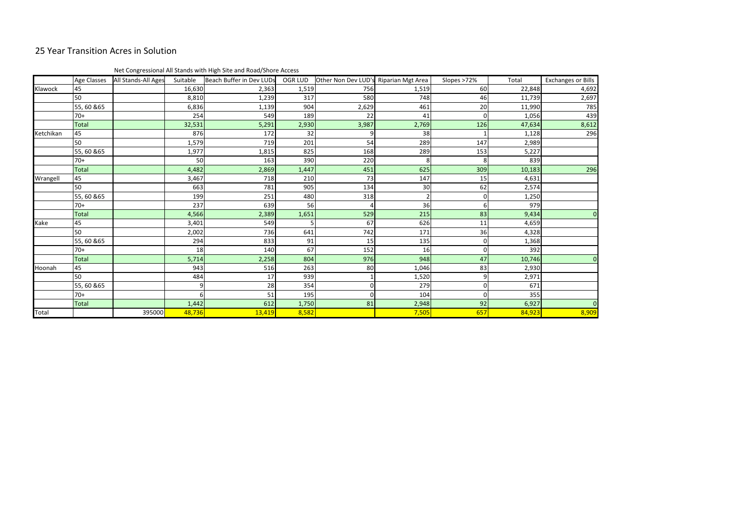## 25 Year Transition Acres in Solution

Net Congressional All Stands with High Site and Road/Shore Access

| | Age Classes | All Stands-All Ages | Suitable | Beach Buffer in Dev LUDs | OGR LUD | Other Non Dev LUD's | Riparian Mgt Area | Slopes >72% | Total | Exchanges or Bills |
|---|---|---|---|---|---|---|---|---|---|---|
| Klawock | 45 | | 16,630 | 2,363 | 1,519 | 756 | 1,519 | 60 | 22,848 | 4,692 |
| | 50 | | 8,810 | 1,239 | 317 | 580 | 748 | 46 | 11,739 | 2,697 |
| | 55, 60 &65 | | 6,836 | 1,139 | 904 | 2,629 | 461 | 20 | 11,990 | 785 |
| | 70+ | | 254 | 549 | 189 | 22 | 41 | 0 | 1,056 | 439 |
| | Total | | 32,531 | 5,291 | 2,930 | 3,987 | 2,769 | 126 | 47,634 | 8,612 |
| Ketchikan | 45 | | 876 | 172 | 32 | 9 | 38 | 1 | 1,128 | 296 |
| | 50 | | 1,579 | 719 | 201 | 54 | 289 | 147 | 2,989 | |
| | 55, 60 &65 | | 1,977 | 1,815 | 825 | 168 | 289 | 153 | 5,227 | |
| | 70+ | | 50 | 163 | 390 | 220 | 8 | 8 | 839 | |
| | Total | | 4,482 | 2,869 | 1,447 | 451 | 625 | 309 | 10,183 | 296 |
| Wrangell | 45 | | 3,467 | 718 | 210 | 73 | 147 | 15 | 4,631 | |
| | 50 | | 663 | 781 | 905 | 134 | 30 | 62 | 2,574 | |
| | 55, 60 &65 | | 199 | 251 | 480 | 318 | 2 | 0 | 1,250 | |
| | 70+ | | 237 | 639 | 56 | 4 | 36 | 6 | 979 | |
| | Total | | 4,566 | 2,389 | 1,651 | 529 | 215 | 83 | 9,434 | 0 |
| Kake | 45 | | 3,401 | 549 | 5 | 67 | 626 | 11 | 4,659 | |
| | 50 | | 2,002 | 736 | 641 | 742 | 171 | 36 | 4,328 | |
| | 55, 60 &65 | | 294 | 833 | 91 | 15 | 135 | 0 | 1,368 | |
| | 70+ | | 18 | 140 | 67 | 152 | 16 | 0 | 392 | |
| | Total | | 5,714 | 2,258 | 804 | 976 | 948 | 47 | 10,746 | 0 |
| Hoonah | 45 | | 943 | 516 | 263 | 80 | 1,046 | 83 | 2,930 | |
| | 50 | | 484 | 17 | 939 | 1 | 1,520 | 9 | 2,971 | |
| | 55, 60 &65 | | 9 | 28 | 354 | 0 | 279 | 0 | 671 | |
| | 70+ | | 6 | 51 | 195 | 0 | 104 | 0 | 355 | |
| | Total | | 1,442 | 612 | 1,750 | 81 | 2,948 | 92 | 6,927 | 0 |
| Total | | 395000 | 48,736 | 13,419 | 8,582 | | 7,505 | 657 | 84,923 | 8,909 |